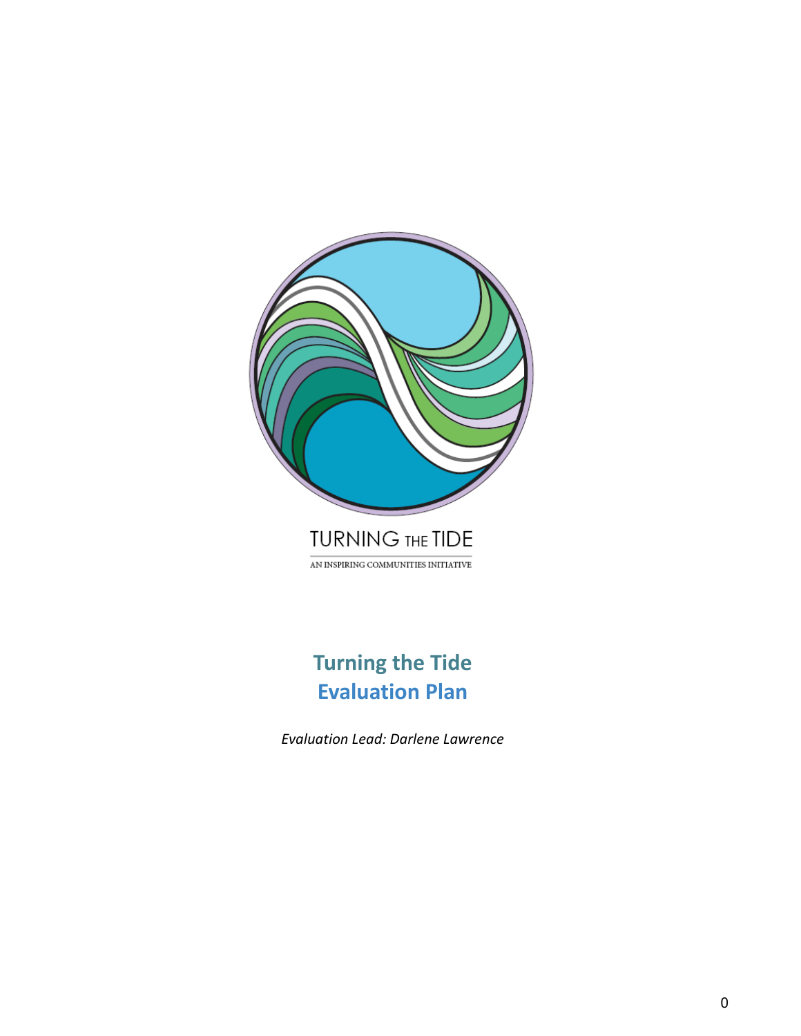TURNING THE TIDE

AN INSPIRING COMMUNITIES INITIATIVE

# Turning the Tide
# Evaluation Plan

*Evaluation Lead: Darlene Lawrence*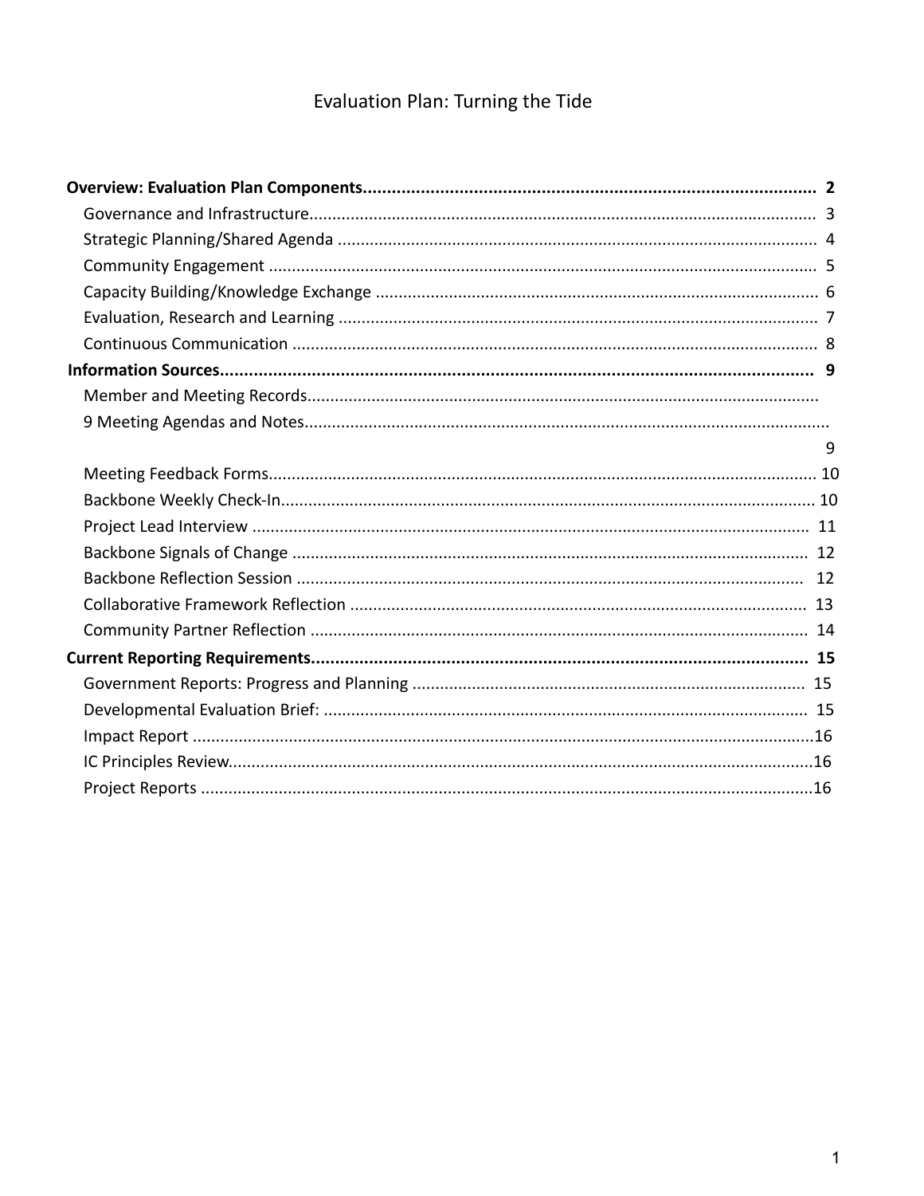# Evaluation Plan: Turning the Tide

**Overview: Evaluation Plan Components............................................................................................ 2**

- Governance and Infrastructure............................................................................................................ 3
- Strategic Planning/Shared Agenda ...................................................................................................... 4
- Community Engagement ..................................................................................................................... 5
- Capacity Building/Knowledge Exchange ............................................................................................... 6
- Evaluation, Research and Learning ....................................................................................................... 7
- Continuous Communication ................................................................................................................ 8

**Information Sources........................................................................................................................ 9**

- Member and Meeting Records.............................................................................................................
- 9 Meeting Agendas and Notes................................................................................................................ 9
- Meeting Feedback Forms...................................................................................................................... 10
- Backbone Weekly Check-In.................................................................................................................. 10
- Project Lead Interview ........................................................................................................................ 11
- Backbone Signals of Change ................................................................................................................ 12
- Backbone Reflection Session .............................................................................................................. 12
- Collaborative Framework Reflection .................................................................................................. 13
- Community Partner Reflection ............................................................................................................ 14

**Current Reporting Requirements..................................................................................................... 15**

- Government Reports: Progress and Planning ..................................................................................... 15
- Developmental Evaluation Brief: ......................................................................................................... 15
- Impact Report ......................................................................................................................................16
- IC Principles Review..............................................................................................................................16
- Project Reports .....................................................................................................................................16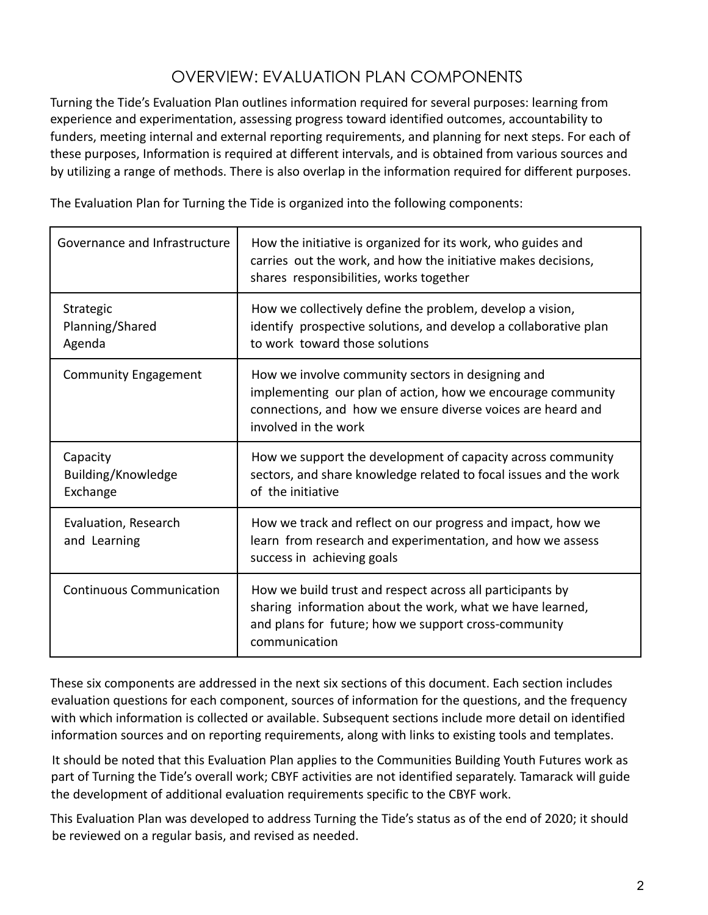# OVERVIEW: EVALUATION PLAN COMPONENTS

Turning the Tide's Evaluation Plan outlines information required for several purposes: learning from experience and experimentation, assessing progress toward identified outcomes, accountability to funders, meeting internal and external reporting requirements, and planning for next steps. For each of these purposes, Information is required at different intervals, and is obtained from various sources and by utilizing a range of methods. There is also overlap in the information required for different purposes.

The Evaluation Plan for Turning the Tide is organized into the following components:

| | |
|---|---|
| Governance and Infrastructure | How the initiative is organized for its work, who guides and carries out the work, and how the initiative makes decisions, shares responsibilities, works together |
| Strategic Planning/Shared Agenda | How we collectively define the problem, develop a vision, identify prospective solutions, and develop a collaborative plan to work toward those solutions |
| Community Engagement | How we involve community sectors in designing and implementing our plan of action, how we encourage community connections, and how we ensure diverse voices are heard and involved in the work |
| Capacity Building/Knowledge Exchange | How we support the development of capacity across community sectors, and share knowledge related to focal issues and the work of the initiative |
| Evaluation, Research and Learning | How we track and reflect on our progress and impact, how we learn from research and experimentation, and how we assess success in achieving goals |
| Continuous Communication | How we build trust and respect across all participants by sharing information about the work, what we have learned, and plans for future; how we support cross-community communication |

These six components are addressed in the next six sections of this document. Each section includes evaluation questions for each component, sources of information for the questions, and the frequency with which information is collected or available. Subsequent sections include more detail on identified information sources and on reporting requirements, along with links to existing tools and templates.

It should be noted that this Evaluation Plan applies to the Communities Building Youth Futures work as part of Turning the Tide's overall work; CBYF activities are not identified separately. Tamarack will guide the development of additional evaluation requirements specific to the CBYF work.

This Evaluation Plan was developed to address Turning the Tide's status as of the end of 2020; it should be reviewed on a regular basis, and revised as needed.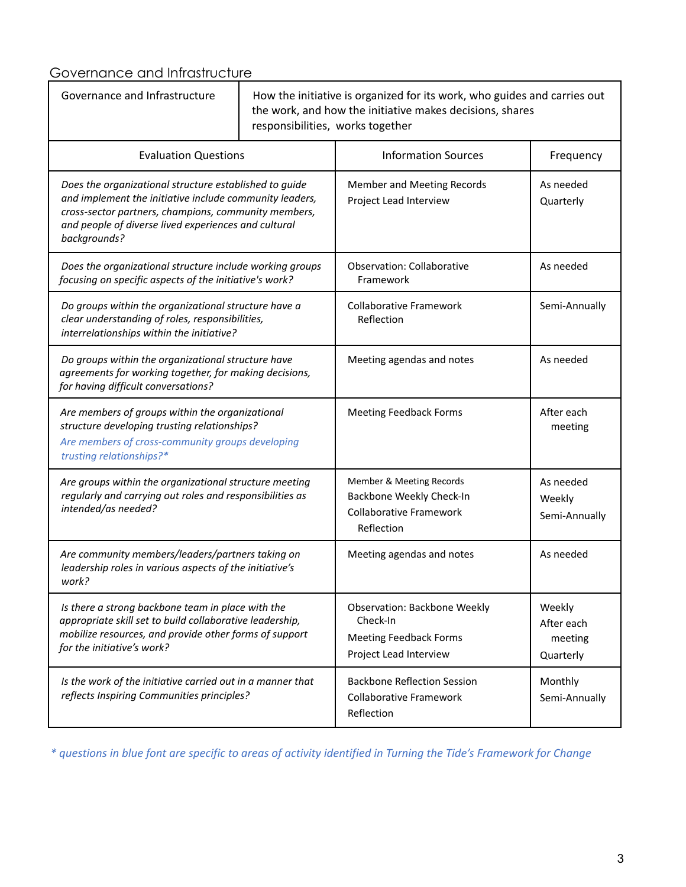## Governance and Infrastructure

| Governance and Infrastructure | How the initiative is organized for its work, who guides and carries out the work, and how the initiative makes decisions, shares responsibilities, works together | |
|---|---|---|
| **Evaluation Questions** | **Information Sources** | **Frequency** |
| *Does the organizational structure established to guide and implement the initiative include community leaders, cross-sector partners, champions, community members, and people of diverse lived experiences and cultural backgrounds?* | Member and Meeting Records<br>Project Lead Interview | As needed<br>Quarterly |
| *Does the organizational structure include working groups focusing on specific aspects of the initiative's work?* | Observation: Collaborative Framework | As needed |
| *Do groups within the organizational structure have a clear understanding of roles, responsibilities, interrelationships within the initiative?* | Collaborative Framework Reflection | Semi-Annually |
| *Do groups within the organizational structure have agreements for working together, for making decisions, for having difficult conversations?* | Meeting agendas and notes | As needed |
| *Are members of groups within the organizational structure developing trusting relationships?*<br>*Are members of cross-community groups developing trusting relationships?** | Meeting Feedback Forms | After each meeting |
| *Are groups within the organizational structure meeting regularly and carrying out roles and responsibilities as intended/as needed?* | Member & Meeting Records<br>Backbone Weekly Check-In<br>Collaborative Framework Reflection | As needed<br>Weekly<br>Semi-Annually |
| *Are community members/leaders/partners taking on leadership roles in various aspects of the initiative's work?* | Meeting agendas and notes | As needed |
| *Is there a strong backbone team in place with the appropriate skill set to build collaborative leadership, mobilize resources, and provide other forms of support for the initiative's work?* | Observation: Backbone Weekly Check-In<br>Meeting Feedback Forms<br>Project Lead Interview | Weekly<br>After each meeting<br>Quarterly |
| *Is the work of the initiative carried out in a manner that reflects Inspiring Communities principles?* | Backbone Reflection Session<br>Collaborative Framework Reflection | Monthly<br>Semi-Annually |

*\* questions in blue font are specific to areas of activity identified in Turning the Tide's Framework for Change*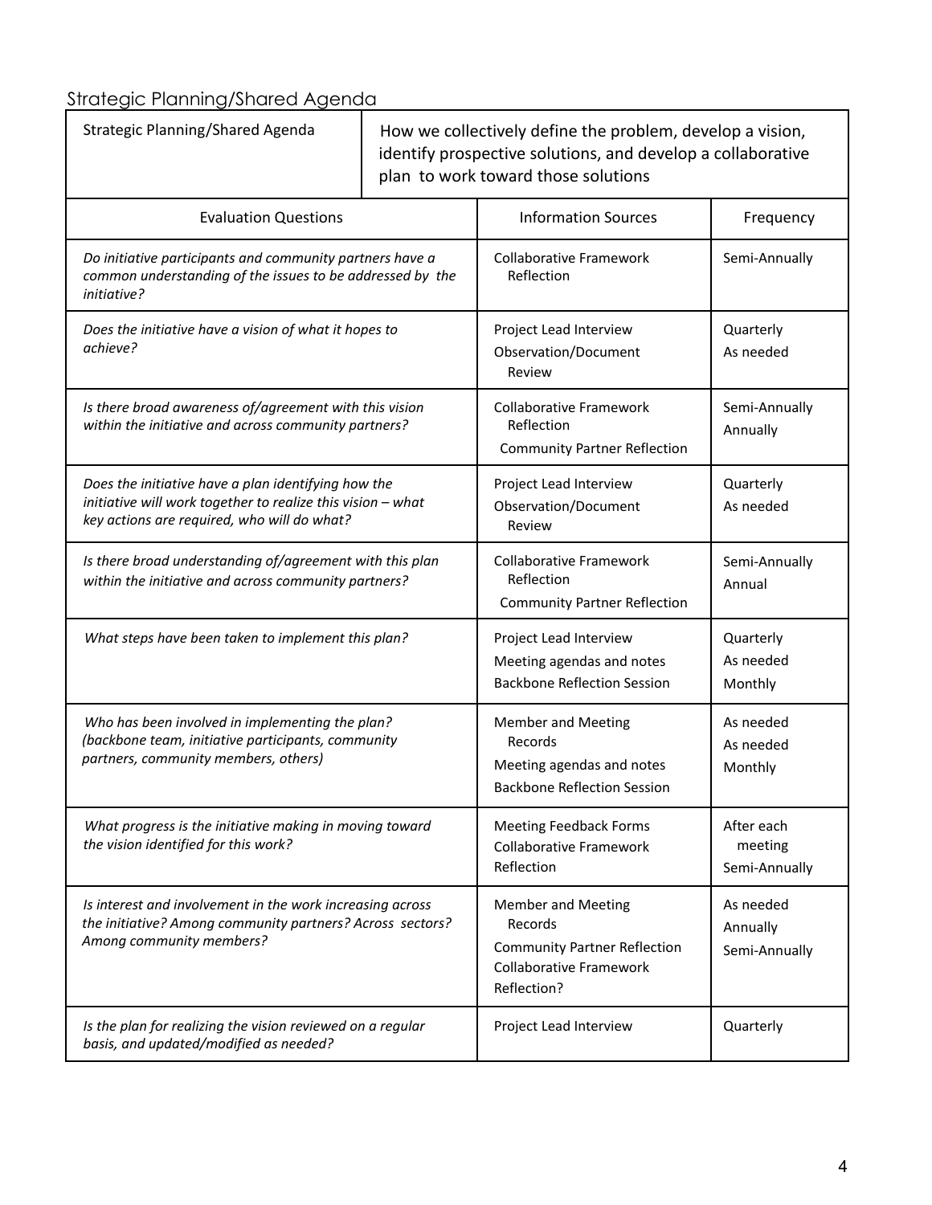## Strategic Planning/Shared Agenda

| Strategic Planning/Shared Agenda | How we collectively define the problem, develop a vision, identify prospective solutions, and develop a collaborative plan to work toward those solutions | |
|---|---|---|
| Evaluation Questions | Information Sources | Frequency |
| *Do initiative participants and community partners have a common understanding of the issues to be addressed by the initiative?* | Collaborative Framework Reflection | Semi-Annually |
| *Does the initiative have a vision of what it hopes to achieve?* | Project Lead Interview<br>Observation/Document Review | Quarterly<br>As needed |
| *Is there broad awareness of/agreement with this vision within the initiative and across community partners?* | Collaborative Framework Reflection<br>Community Partner Reflection | Semi-Annually<br>Annually |
| *Does the initiative have a plan identifying how the initiative will work together to realize this vision – what key actions are required, who will do what?* | Project Lead Interview<br>Observation/Document Review | Quarterly<br>As needed |
| *Is there broad understanding of/agreement with this plan within the initiative and across community partners?* | Collaborative Framework Reflection<br>Community Partner Reflection | Semi-Annually<br>Annual |
| *What steps have been taken to implement this plan?* | Project Lead Interview<br>Meeting agendas and notes<br>Backbone Reflection Session | Quarterly<br>As needed<br>Monthly |
| *Who has been involved in implementing the plan? (backbone team, initiative participants, community partners, community members, others)* | Member and Meeting Records<br>Meeting agendas and notes<br>Backbone Reflection Session | As needed<br>As needed<br>Monthly |
| *What progress is the initiative making in moving toward the vision identified for this work?* | Meeting Feedback Forms<br>Collaborative Framework Reflection | After each meeting<br>Semi-Annually |
| *Is interest and involvement in the work increasing across the initiative? Among community partners? Across sectors? Among community members?* | Member and Meeting Records<br>Community Partner Reflection<br>Collaborative Framework Reflection? | As needed<br>Annually<br>Semi-Annually |
| *Is the plan for realizing the vision reviewed on a regular basis, and updated/modified as needed?* | Project Lead Interview | Quarterly |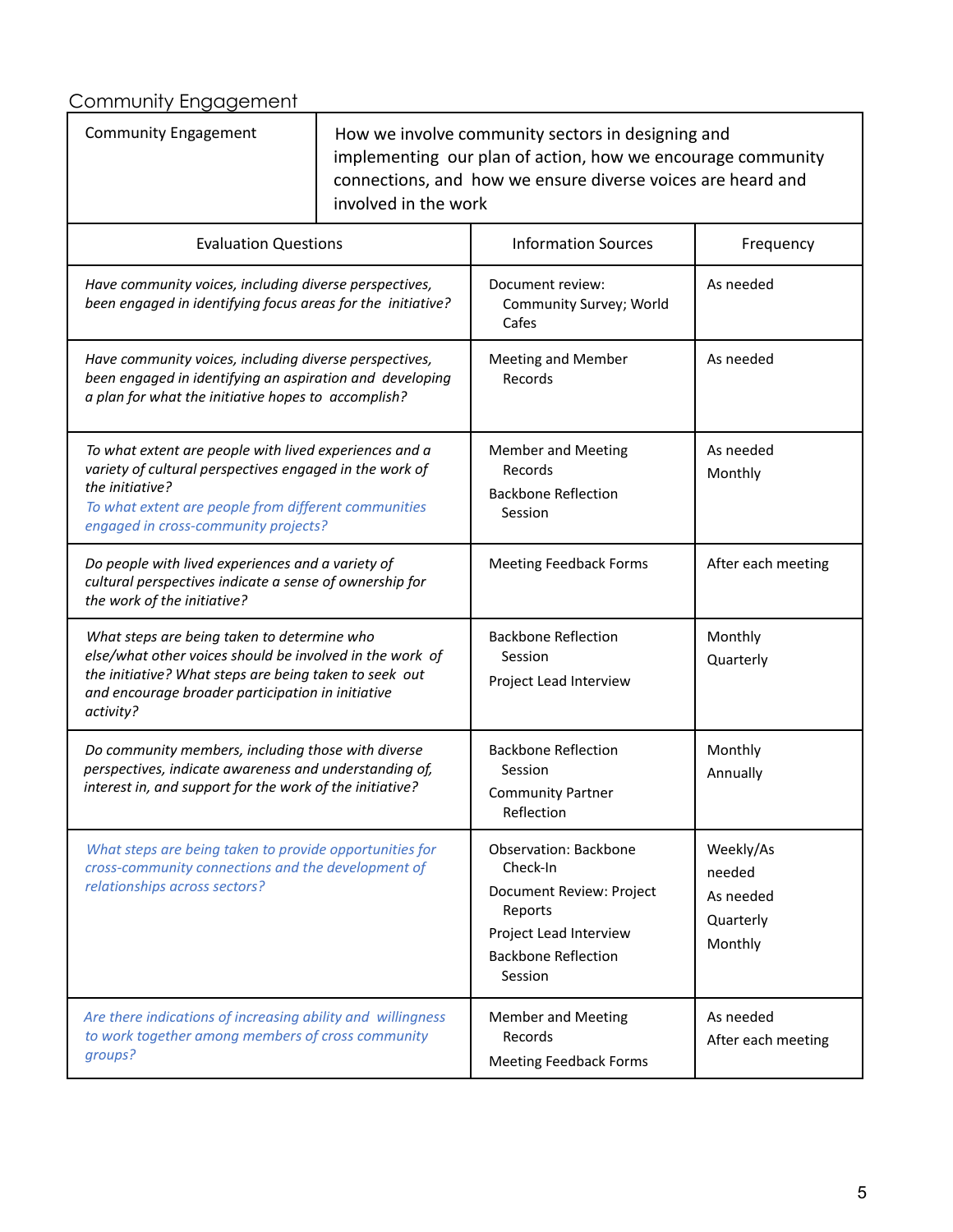## Community Engagement

| Community Engagement | How we involve community sectors in designing and implementing our plan of action, how we encourage community connections, and how we ensure diverse voices are heard and involved in the work | |
|---|---|---|
| **Evaluation Questions** | **Information Sources** | **Frequency** |
| *Have community voices, including diverse perspectives, been engaged in identifying focus areas for the initiative?* | Document review: Community Survey; World Cafes | As needed |
| *Have community voices, including diverse perspectives, been engaged in identifying an aspiration and developing a plan for what the initiative hopes to accomplish?* | Meeting and Member Records | As needed |
| *To what extent are people with lived experiences and a variety of cultural perspectives engaged in the work of the initiative?* *To what extent are people from different communities engaged in cross-community projects?* | Member and Meeting Records<br>Backbone Reflection Session | As needed<br>Monthly |
| *Do people with lived experiences and a variety of cultural perspectives indicate a sense of ownership for the work of the initiative?* | Meeting Feedback Forms | After each meeting |
| *What steps are being taken to determine who else/what other voices should be involved in the work of the initiative? What steps are being taken to seek out and encourage broader participation in initiative activity?* | Backbone Reflection Session<br>Project Lead Interview | Monthly<br>Quarterly |
| *Do community members, including those with diverse perspectives, indicate awareness and understanding of, interest in, and support for the work of the initiative?* | Backbone Reflection Session<br>Community Partner Reflection | Monthly<br>Annually |
| *What steps are being taken to provide opportunities for cross-community connections and the development of relationships across sectors?* | Observation: Backbone Check-In<br>Document Review: Project Reports<br>Project Lead Interview<br>Backbone Reflection Session | Weekly/As needed<br>As needed<br>Quarterly<br>Monthly |
| *Are there indications of increasing ability and willingness to work together among members of cross community groups?* | Member and Meeting Records<br>Meeting Feedback Forms | As needed<br>After each meeting |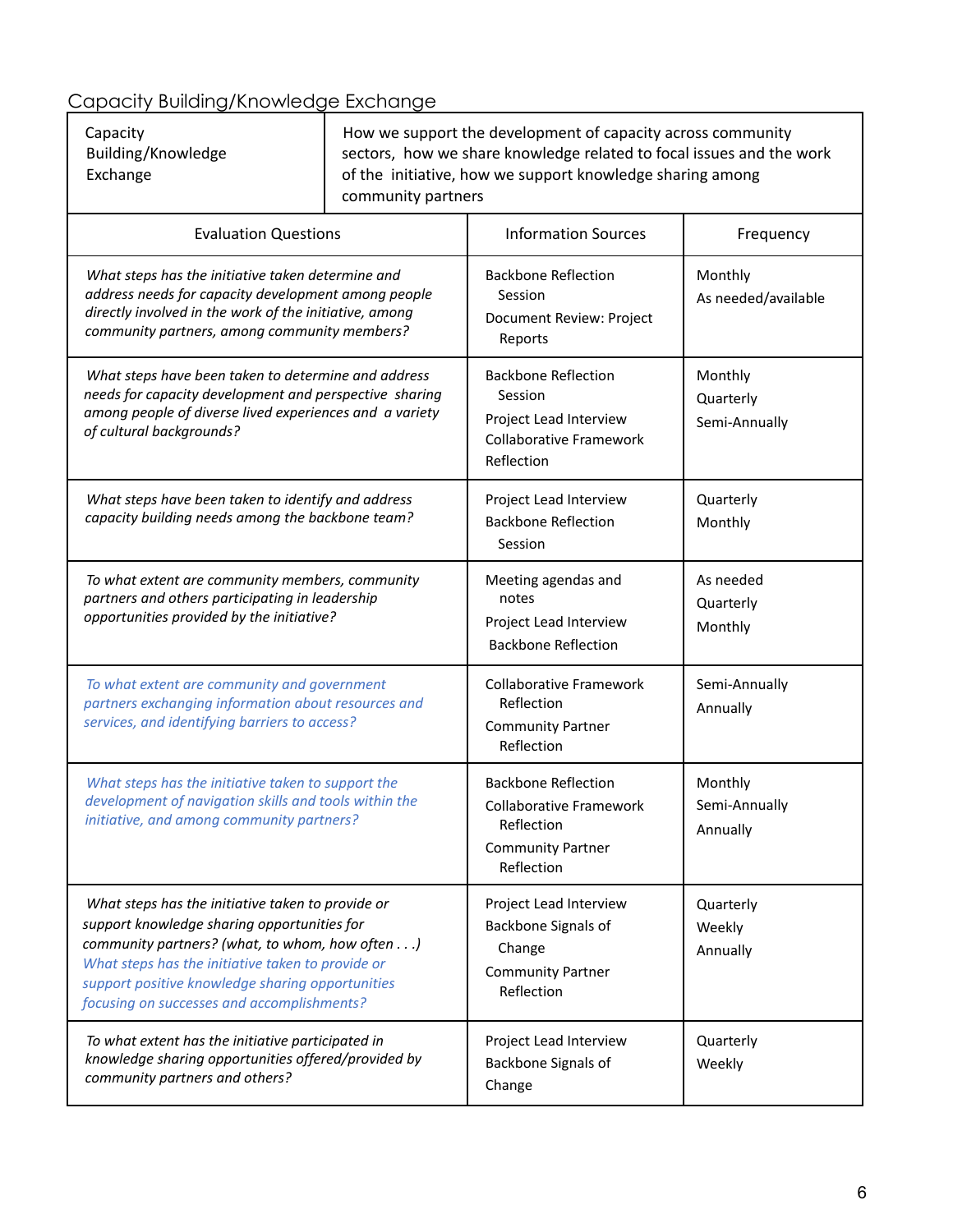## Capacity Building/Knowledge Exchange

| Capacity Building/Knowledge Exchange | How we support the development of capacity across community sectors, how we share knowledge related to focal issues and the work of the initiative, how we support knowledge sharing among community partners |
|---|---|

| Evaluation Questions | Information Sources | Frequency |
|---|---|---|
| *What steps has the initiative taken determine and address needs for capacity development among people directly involved in the work of the initiative, among community partners, among community members?* | Backbone Reflection Session<br>Document Review: Project Reports | Monthly<br>As needed/available |
| *What steps have been taken to determine and address needs for capacity development and perspective sharing among people of diverse lived experiences and a variety of cultural backgrounds?* | Backbone Reflection Session<br>Project Lead Interview<br>Collaborative Framework Reflection | Monthly<br>Quarterly<br>Semi-Annually |
| *What steps have been taken to identify and address capacity building needs among the backbone team?* | Project Lead Interview<br>Backbone Reflection Session | Quarterly<br>Monthly |
| *To what extent are community members, community partners and others participating in leadership opportunities provided by the initiative?* | Meeting agendas and notes<br>Project Lead Interview<br>Backbone Reflection | As needed<br>Quarterly<br>Monthly |
| *To what extent are community and government partners exchanging information about resources and services, and identifying barriers to access?* | Collaborative Framework Reflection<br>Community Partner Reflection | Semi-Annually<br>Annually |
| *What steps has the initiative taken to support the development of navigation skills and tools within the initiative, and among community partners?* | Backbone Reflection<br>Collaborative Framework Reflection<br>Community Partner Reflection | Monthly<br>Semi-Annually<br>Annually |
| *What steps has the initiative taken to provide or support knowledge sharing opportunities for community partners? (what, to whom, how often . . .)*<br>*What steps has the initiative taken to provide or support positive knowledge sharing opportunities focusing on successes and accomplishments?* | Project Lead Interview<br>Backbone Signals of Change<br>Community Partner Reflection | Quarterly<br>Weekly<br>Annually |
| *To what extent has the initiative participated in knowledge sharing opportunities offered/provided by community partners and others?* | Project Lead Interview<br>Backbone Signals of Change | Quarterly<br>Weekly |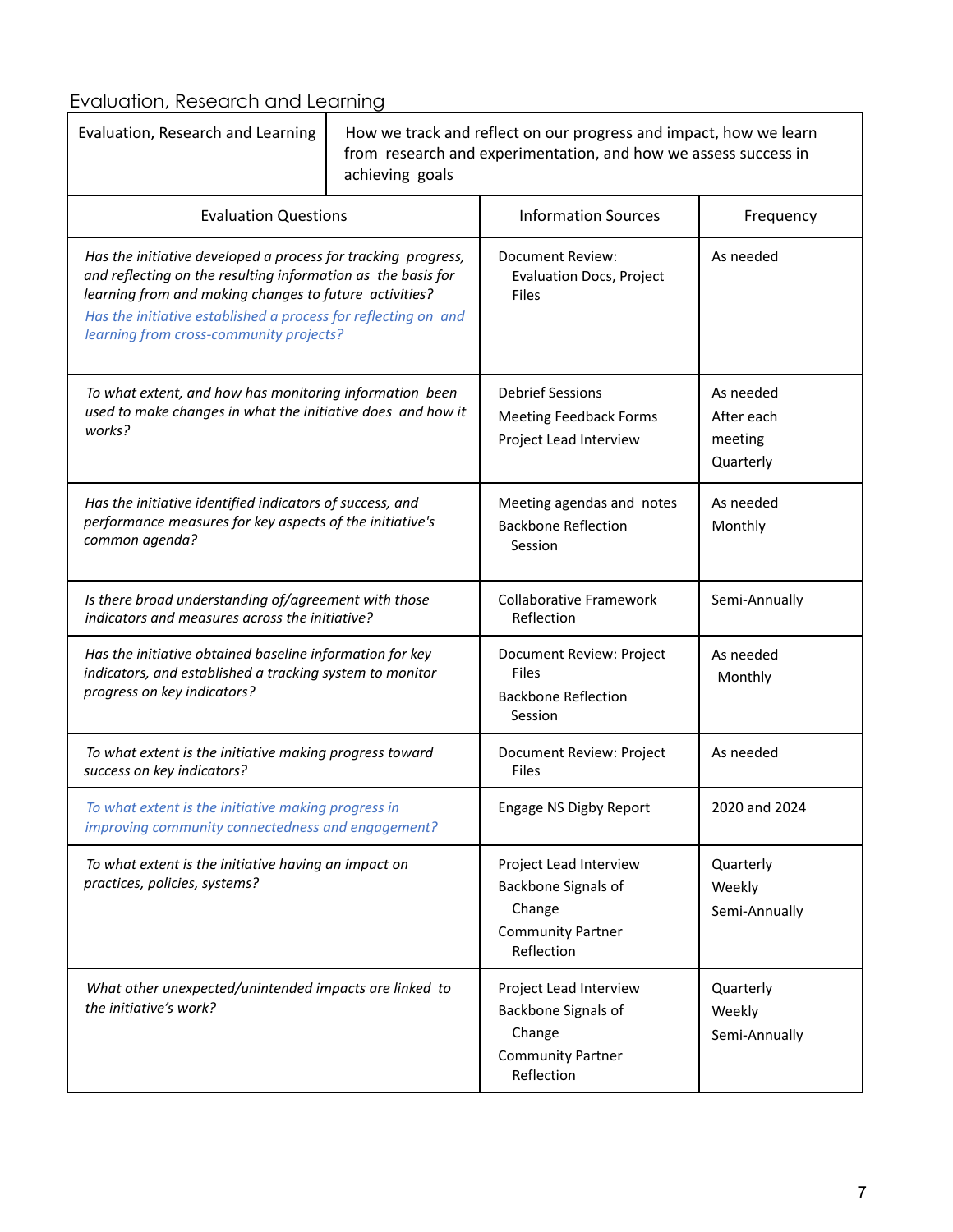## Evaluation, Research and Learning

| Evaluation, Research and Learning | How we track and reflect on our progress and impact, how we learn from research and experimentation, and how we assess success in achieving goals | |
|---|---|---|
| **Evaluation Questions** | **Information Sources** | **Frequency** |
| *Has the initiative developed a process for tracking progress, and reflecting on the resulting information as the basis for learning from and making changes to future activities?*<br>*Has the initiative established a process for reflecting on and learning from cross-community projects?* | Document Review: Evaluation Docs, Project Files | As needed |
| *To what extent, and how has monitoring information been used to make changes in what the initiative does and how it works?* | Debrief Sessions<br>Meeting Feedback Forms<br>Project Lead Interview | As needed<br>After each meeting<br>Quarterly |
| *Has the initiative identified indicators of success, and performance measures for key aspects of the initiative's common agenda?* | Meeting agendas and notes<br>Backbone Reflection Session | As needed<br>Monthly |
| *Is there broad understanding of/agreement with those indicators and measures across the initiative?* | Collaborative Framework Reflection | Semi-Annually |
| *Has the initiative obtained baseline information for key indicators, and established a tracking system to monitor progress on key indicators?* | Document Review: Project Files<br>Backbone Reflection Session | As needed<br>Monthly |
| *To what extent is the initiative making progress toward success on key indicators?* | Document Review: Project Files | As needed |
| *To what extent is the initiative making progress in improving community connectedness and engagement?* | Engage NS Digby Report | 2020 and 2024 |
| *To what extent is the initiative having an impact on practices, policies, systems?* | Project Lead Interview<br>Backbone Signals of Change<br>Community Partner Reflection | Quarterly<br>Weekly<br>Semi-Annually |
| *What other unexpected/unintended impacts are linked to the initiative's work?* | Project Lead Interview<br>Backbone Signals of Change<br>Community Partner Reflection | Quarterly<br>Weekly<br>Semi-Annually |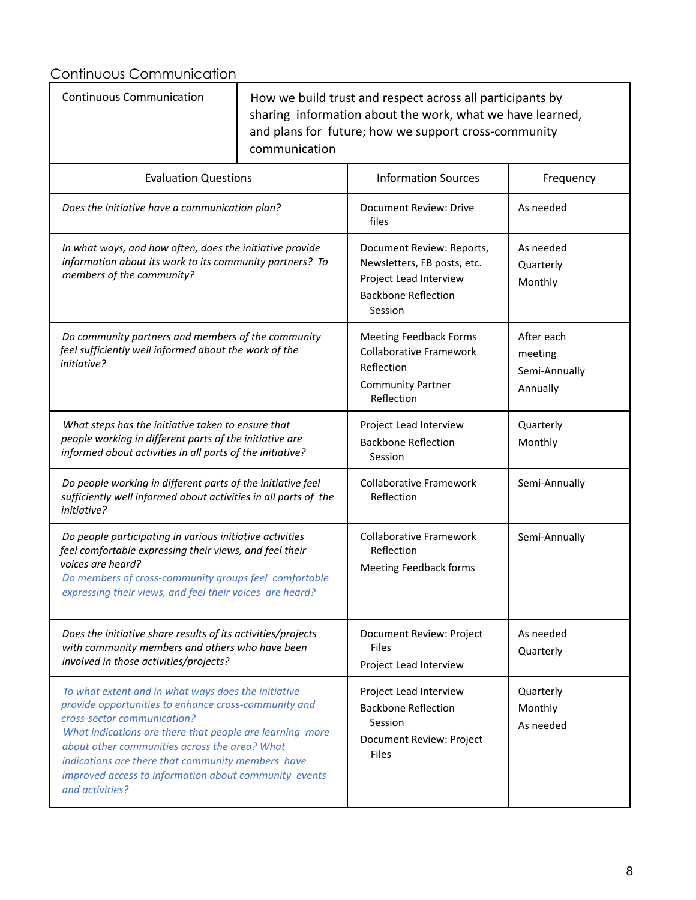## Continuous Communication

| Continuous Communication | How we build trust and respect across all participants by sharing information about the work, what we have learned, and plans for future; how we support cross-community communication | |
|---|---|---|
| **Evaluation Questions** | **Information Sources** | **Frequency** |
| *Does the initiative have a communication plan?* | Document Review: Drive files | As needed |
| *In what ways, and how often, does the initiative provide information about its work to its community partners? To members of the community?* | Document Review: Reports, Newsletters, FB posts, etc.<br>Project Lead Interview<br>Backbone Reflection Session | As needed<br>Quarterly<br>Monthly |
| *Do community partners and members of the community feel sufficiently well informed about the work of the initiative?* | Meeting Feedback Forms<br>Collaborative Framework Reflection<br>Community Partner Reflection | After each meeting<br>Semi-Annually<br>Annually |
| *What steps has the initiative taken to ensure that people working in different parts of the initiative are informed about activities in all parts of the initiative?* | Project Lead Interview<br>Backbone Reflection Session | Quarterly<br>Monthly |
| *Do people working in different parts of the initiative feel sufficiently well informed about activities in all parts of the initiative?* | Collaborative Framework Reflection | Semi-Annually |
| *Do people participating in various initiative activities feel comfortable expressing their views, and feel their voices are heard?*<br>*Do members of cross-community groups feel comfortable expressing their views, and feel their voices are heard?* | Collaborative Framework Reflection<br>Meeting Feedback forms | Semi-Annually |
| *Does the initiative share results of its activities/projects with community members and others who have been involved in those activities/projects?* | Document Review: Project Files<br>Project Lead Interview | As needed<br>Quarterly |
| *To what extent and in what ways does the initiative provide opportunities to enhance cross-community and cross-sector communication?*<br>*What indications are there that people are learning more about other communities across the area? What indications are there that community members have improved access to information about community events and activities?* | Project Lead Interview<br>Backbone Reflection Session<br>Document Review: Project Files | Quarterly<br>Monthly<br>As needed |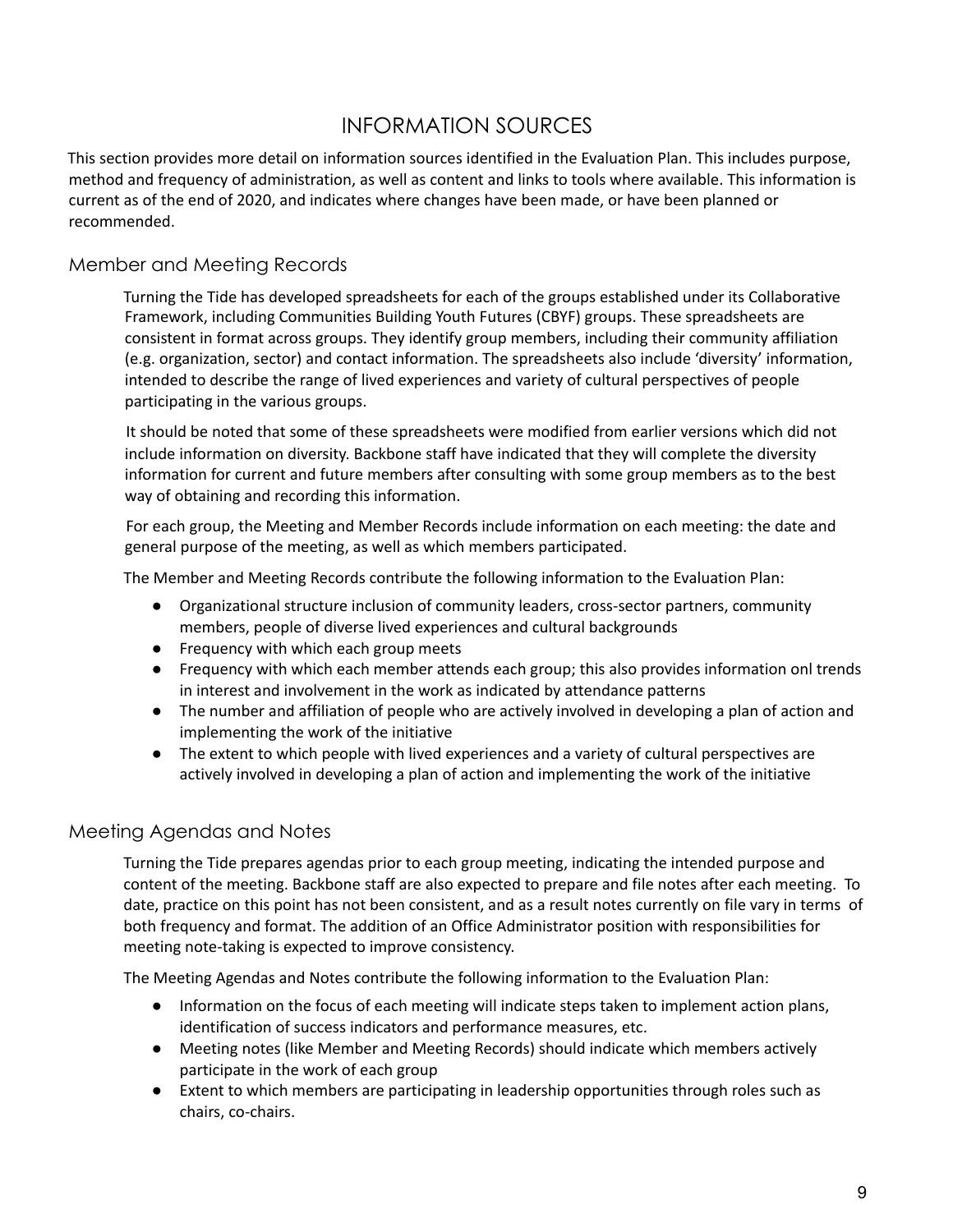# INFORMATION SOURCES

This section provides more detail on information sources identified in the Evaluation Plan. This includes purpose, method and frequency of administration, as well as content and links to tools where available. This information is current as of the end of 2020, and indicates where changes have been made, or have been planned or recommended.

## Member and Meeting Records

Turning the Tide has developed spreadsheets for each of the groups established under its Collaborative Framework, including Communities Building Youth Futures (CBYF) groups. These spreadsheets are consistent in format across groups. They identify group members, including their community affiliation (e.g. organization, sector) and contact information. The spreadsheets also include 'diversity' information, intended to describe the range of lived experiences and variety of cultural perspectives of people participating in the various groups.

It should be noted that some of these spreadsheets were modified from earlier versions which did not include information on diversity. Backbone staff have indicated that they will complete the diversity information for current and future members after consulting with some group members as to the best way of obtaining and recording this information.

For each group, the Meeting and Member Records include information on each meeting: the date and general purpose of the meeting, as well as which members participated.

The Member and Meeting Records contribute the following information to the Evaluation Plan:

- Organizational structure inclusion of community leaders, cross-sector partners, community members, people of diverse lived experiences and cultural backgrounds
- Frequency with which each group meets
- Frequency with which each member attends each group; this also provides information onl trends in interest and involvement in the work as indicated by attendance patterns
- The number and affiliation of people who are actively involved in developing a plan of action and implementing the work of the initiative
- The extent to which people with lived experiences and a variety of cultural perspectives are actively involved in developing a plan of action and implementing the work of the initiative

## Meeting Agendas and Notes

Turning the Tide prepares agendas prior to each group meeting, indicating the intended purpose and content of the meeting. Backbone staff are also expected to prepare and file notes after each meeting. To date, practice on this point has not been consistent, and as a result notes currently on file vary in terms of both frequency and format. The addition of an Office Administrator position with responsibilities for meeting note-taking is expected to improve consistency.

The Meeting Agendas and Notes contribute the following information to the Evaluation Plan:

- Information on the focus of each meeting will indicate steps taken to implement action plans, identification of success indicators and performance measures, etc.
- Meeting notes (like Member and Meeting Records) should indicate which members actively participate in the work of each group
- Extent to which members are participating in leadership opportunities through roles such as chairs, co-chairs.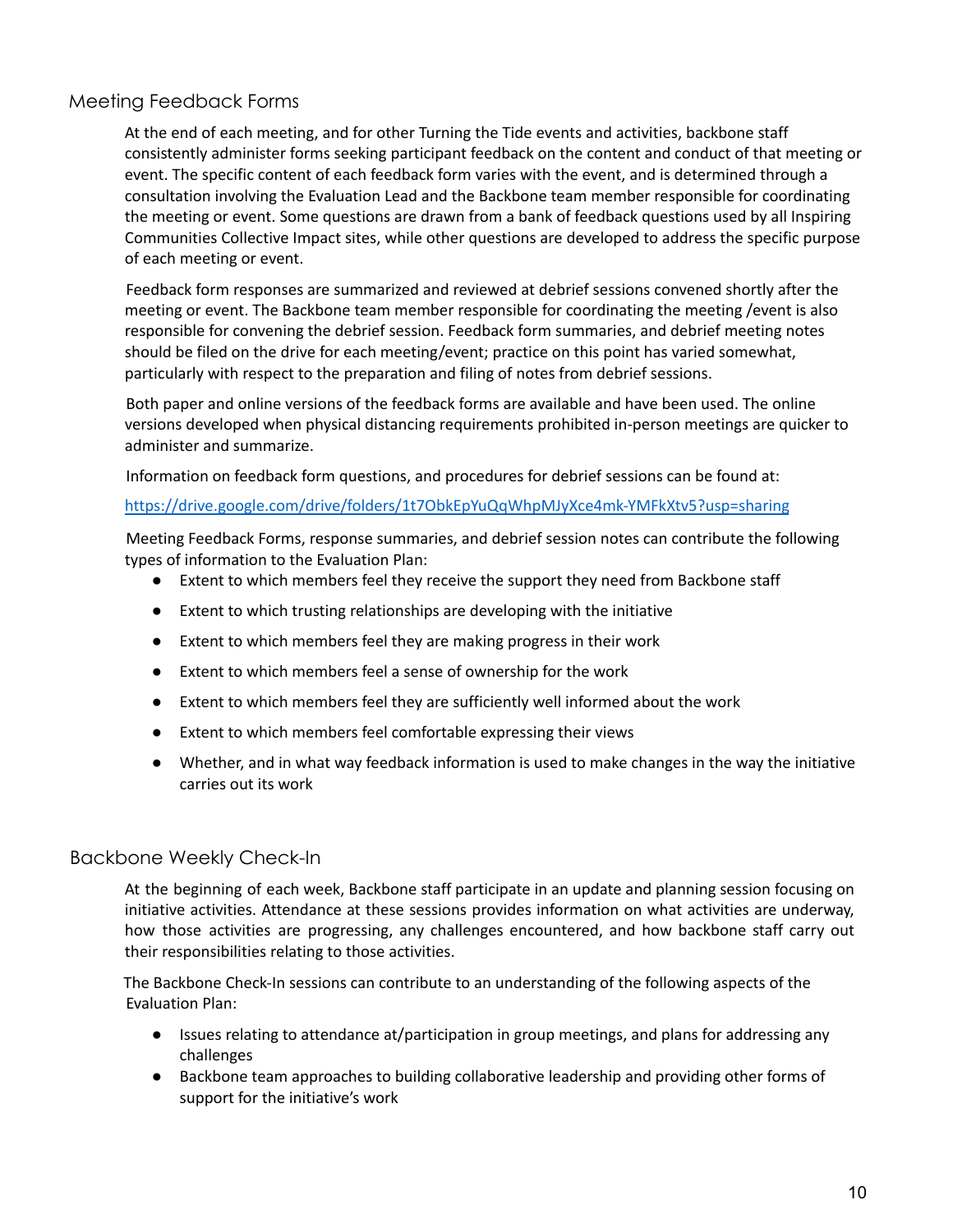## Meeting Feedback Forms

At the end of each meeting, and for other Turning the Tide events and activities, backbone staff consistently administer forms seeking participant feedback on the content and conduct of that meeting or event. The specific content of each feedback form varies with the event, and is determined through a consultation involving the Evaluation Lead and the Backbone team member responsible for coordinating the meeting or event. Some questions are drawn from a bank of feedback questions used by all Inspiring Communities Collective Impact sites, while other questions are developed to address the specific purpose of each meeting or event.

Feedback form responses are summarized and reviewed at debrief sessions convened shortly after the meeting or event. The Backbone team member responsible for coordinating the meeting /event is also responsible for convening the debrief session. Feedback form summaries, and debrief meeting notes should be filed on the drive for each meeting/event; practice on this point has varied somewhat, particularly with respect to the preparation and filing of notes from debrief sessions.

Both paper and online versions of the feedback forms are available and have been used. The online versions developed when physical distancing requirements prohibited in-person meetings are quicker to administer and summarize.

Information on feedback form questions, and procedures for debrief sessions can be found at:

https://drive.google.com/drive/folders/1t7ObkEpYuQqWhpMJyXce4mk-YMFkXtv5?usp=sharing

Meeting Feedback Forms, response summaries, and debrief session notes can contribute the following types of information to the Evaluation Plan:

- Extent to which members feel they receive the support they need from Backbone staff
- Extent to which trusting relationships are developing with the initiative
- Extent to which members feel they are making progress in their work
- Extent to which members feel a sense of ownership for the work
- Extent to which members feel they are sufficiently well informed about the work
- Extent to which members feel comfortable expressing their views
- Whether, and in what way feedback information is used to make changes in the way the initiative carries out its work

## Backbone Weekly Check-In

At the beginning of each week, Backbone staff participate in an update and planning session focusing on initiative activities. Attendance at these sessions provides information on what activities are underway, how those activities are progressing, any challenges encountered, and how backbone staff carry out their responsibilities relating to those activities.

The Backbone Check-In sessions can contribute to an understanding of the following aspects of the Evaluation Plan:

- Issues relating to attendance at/participation in group meetings, and plans for addressing any challenges
- Backbone team approaches to building collaborative leadership and providing other forms of support for the initiative's work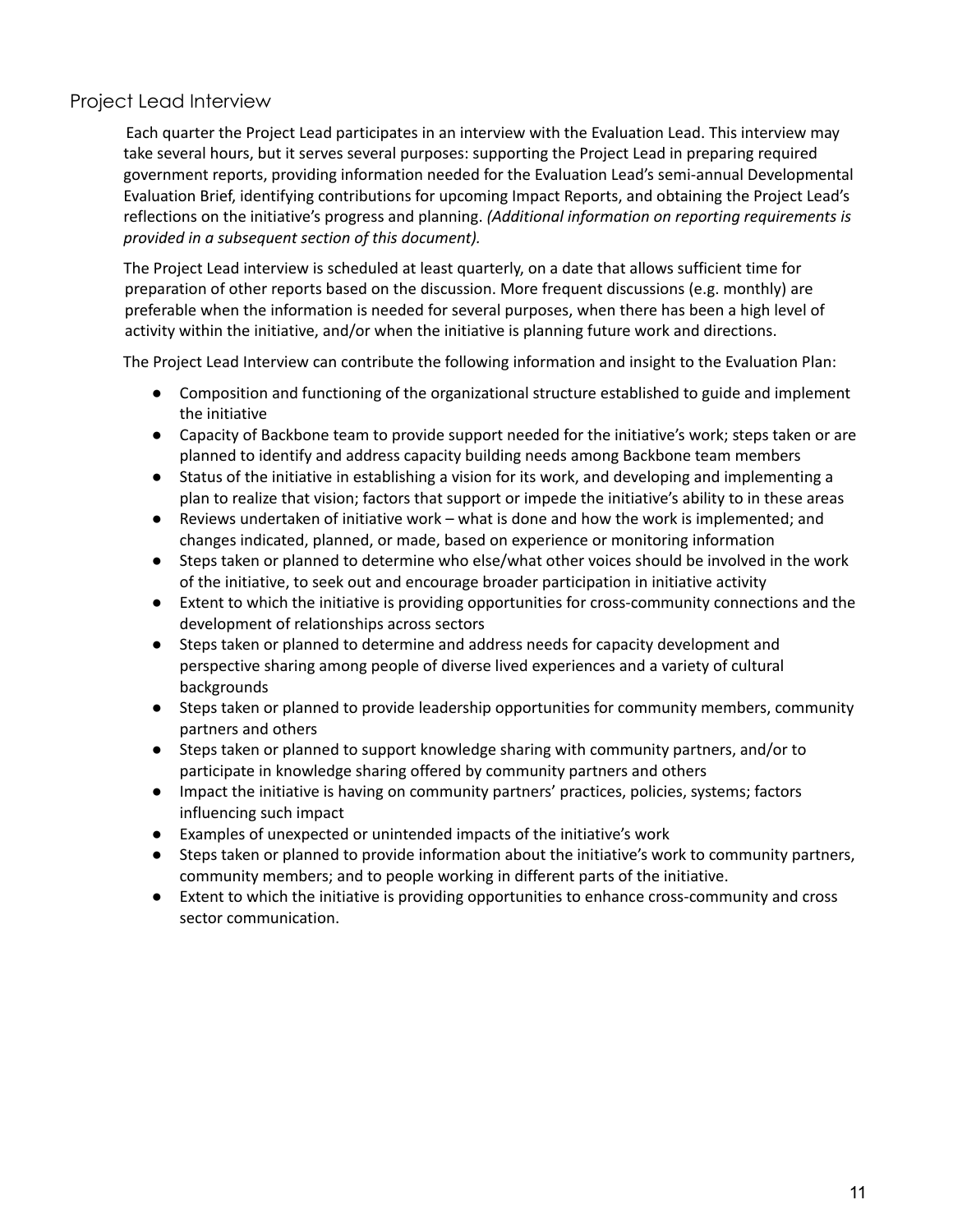## Project Lead Interview

Each quarter the Project Lead participates in an interview with the Evaluation Lead. This interview may take several hours, but it serves several purposes: supporting the Project Lead in preparing required government reports, providing information needed for the Evaluation Lead's semi-annual Developmental Evaluation Brief, identifying contributions for upcoming Impact Reports, and obtaining the Project Lead's reflections on the initiative's progress and planning. *(Additional information on reporting requirements is provided in a subsequent section of this document).*

The Project Lead interview is scheduled at least quarterly, on a date that allows sufficient time for preparation of other reports based on the discussion. More frequent discussions (e.g. monthly) are preferable when the information is needed for several purposes, when there has been a high level of activity within the initiative, and/or when the initiative is planning future work and directions.

The Project Lead Interview can contribute the following information and insight to the Evaluation Plan:

- Composition and functioning of the organizational structure established to guide and implement the initiative
- Capacity of Backbone team to provide support needed for the initiative's work; steps taken or are planned to identify and address capacity building needs among Backbone team members
- Status of the initiative in establishing a vision for its work, and developing and implementing a plan to realize that vision; factors that support or impede the initiative's ability to in these areas
- Reviews undertaken of initiative work – what is done and how the work is implemented; and changes indicated, planned, or made, based on experience or monitoring information
- Steps taken or planned to determine who else/what other voices should be involved in the work of the initiative, to seek out and encourage broader participation in initiative activity
- Extent to which the initiative is providing opportunities for cross-community connections and the development of relationships across sectors
- Steps taken or planned to determine and address needs for capacity development and perspective sharing among people of diverse lived experiences and a variety of cultural backgrounds
- Steps taken or planned to provide leadership opportunities for community members, community partners and others
- Steps taken or planned to support knowledge sharing with community partners, and/or to participate in knowledge sharing offered by community partners and others
- Impact the initiative is having on community partners' practices, policies, systems; factors influencing such impact
- Examples of unexpected or unintended impacts of the initiative's work
- Steps taken or planned to provide information about the initiative's work to community partners, community members; and to people working in different parts of the initiative.
- Extent to which the initiative is providing opportunities to enhance cross-community and cross sector communication.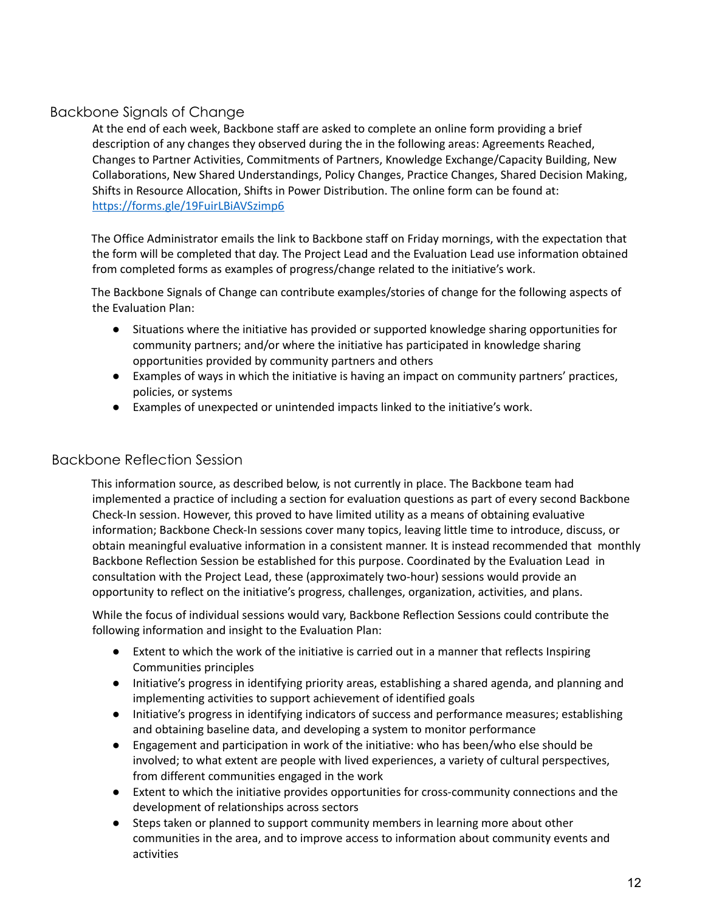## Backbone Signals of Change

At the end of each week, Backbone staff are asked to complete an online form providing a brief description of any changes they observed during the in the following areas: Agreements Reached, Changes to Partner Activities, Commitments of Partners, Knowledge Exchange/Capacity Building, New Collaborations, New Shared Understandings, Policy Changes, Practice Changes, Shared Decision Making, Shifts in Resource Allocation, Shifts in Power Distribution. The online form can be found at: https://forms.gle/19FuirLBiAVSzimp6

The Office Administrator emails the link to Backbone staff on Friday mornings, with the expectation that the form will be completed that day. The Project Lead and the Evaluation Lead use information obtained from completed forms as examples of progress/change related to the initiative's work.

The Backbone Signals of Change can contribute examples/stories of change for the following aspects of the Evaluation Plan:

- Situations where the initiative has provided or supported knowledge sharing opportunities for community partners; and/or where the initiative has participated in knowledge sharing opportunities provided by community partners and others
- Examples of ways in which the initiative is having an impact on community partners' practices, policies, or systems
- Examples of unexpected or unintended impacts linked to the initiative's work.

## Backbone Reflection Session

This information source, as described below, is not currently in place. The Backbone team had implemented a practice of including a section for evaluation questions as part of every second Backbone Check-In session. However, this proved to have limited utility as a means of obtaining evaluative information; Backbone Check-In sessions cover many topics, leaving little time to introduce, discuss, or obtain meaningful evaluative information in a consistent manner. It is instead recommended that monthly Backbone Reflection Session be established for this purpose. Coordinated by the Evaluation Lead in consultation with the Project Lead, these (approximately two-hour) sessions would provide an opportunity to reflect on the initiative's progress, challenges, organization, activities, and plans.

While the focus of individual sessions would vary, Backbone Reflection Sessions could contribute the following information and insight to the Evaluation Plan:

- Extent to which the work of the initiative is carried out in a manner that reflects Inspiring Communities principles
- Initiative's progress in identifying priority areas, establishing a shared agenda, and planning and implementing activities to support achievement of identified goals
- Initiative's progress in identifying indicators of success and performance measures; establishing and obtaining baseline data, and developing a system to monitor performance
- Engagement and participation in work of the initiative: who has been/who else should be involved; to what extent are people with lived experiences, a variety of cultural perspectives, from different communities engaged in the work
- Extent to which the initiative provides opportunities for cross-community connections and the development of relationships across sectors
- Steps taken or planned to support community members in learning more about other communities in the area, and to improve access to information about community events and activities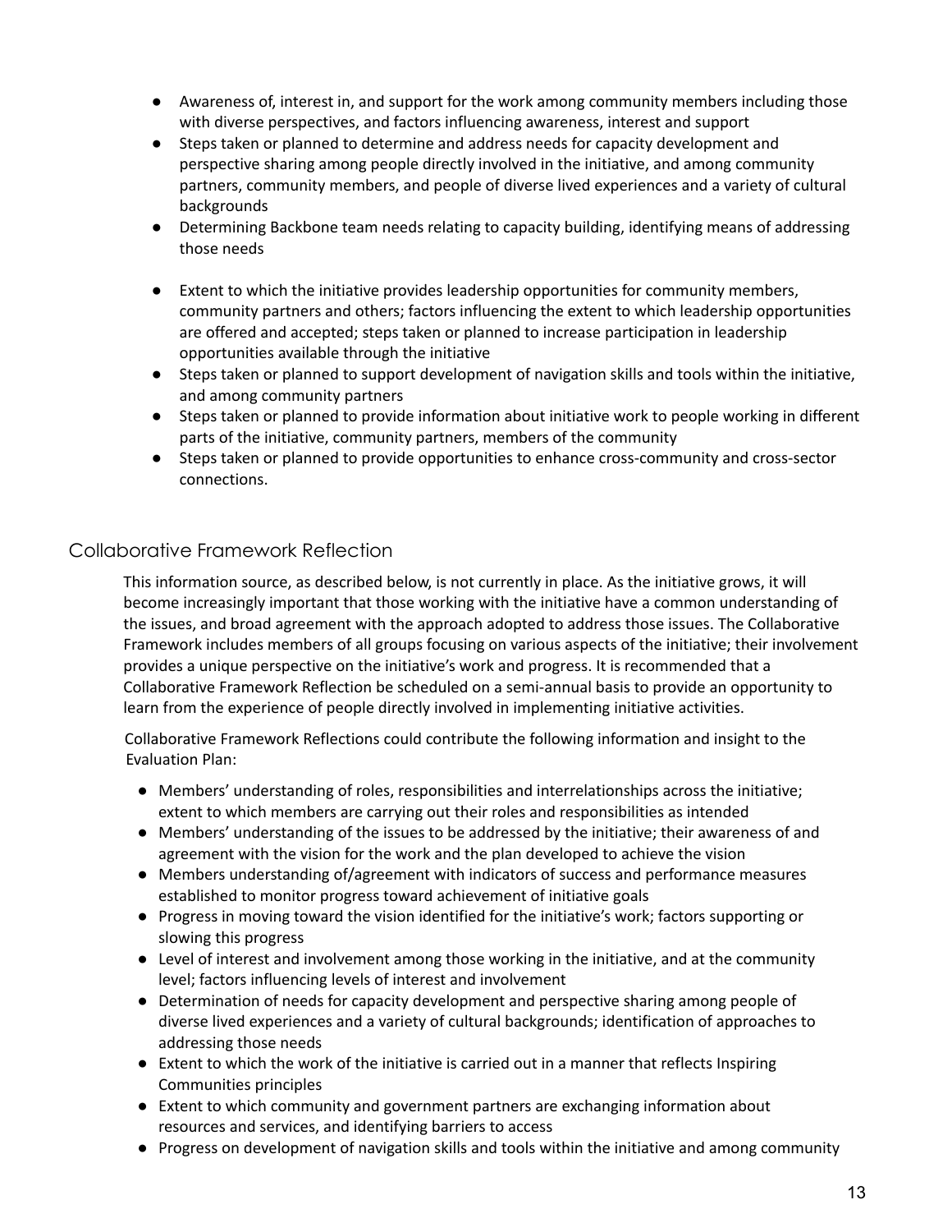- Awareness of, interest in, and support for the work among community members including those with diverse perspectives, and factors influencing awareness, interest and support
- Steps taken or planned to determine and address needs for capacity development and perspective sharing among people directly involved in the initiative, and among community partners, community members, and people of diverse lived experiences and a variety of cultural backgrounds
- Determining Backbone team needs relating to capacity building, identifying means of addressing those needs

- Extent to which the initiative provides leadership opportunities for community members, community partners and others; factors influencing the extent to which leadership opportunities are offered and accepted; steps taken or planned to increase participation in leadership opportunities available through the initiative
- Steps taken or planned to support development of navigation skills and tools within the initiative, and among community partners
- Steps taken or planned to provide information about initiative work to people working in different parts of the initiative, community partners, members of the community
- Steps taken or planned to provide opportunities to enhance cross-community and cross-sector connections.

## Collaborative Framework Reflection

This information source, as described below, is not currently in place. As the initiative grows, it will become increasingly important that those working with the initiative have a common understanding of the issues, and broad agreement with the approach adopted to address those issues. The Collaborative Framework includes members of all groups focusing on various aspects of the initiative; their involvement provides a unique perspective on the initiative's work and progress. It is recommended that a Collaborative Framework Reflection be scheduled on a semi-annual basis to provide an opportunity to learn from the experience of people directly involved in implementing initiative activities.

Collaborative Framework Reflections could contribute the following information and insight to the Evaluation Plan:

- Members' understanding of roles, responsibilities and interrelationships across the initiative; extent to which members are carrying out their roles and responsibilities as intended
- Members' understanding of the issues to be addressed by the initiative; their awareness of and agreement with the vision for the work and the plan developed to achieve the vision
- Members understanding of/agreement with indicators of success and performance measures established to monitor progress toward achievement of initiative goals
- Progress in moving toward the vision identified for the initiative's work; factors supporting or slowing this progress
- Level of interest and involvement among those working in the initiative, and at the community level; factors influencing levels of interest and involvement
- Determination of needs for capacity development and perspective sharing among people of diverse lived experiences and a variety of cultural backgrounds; identification of approaches to addressing those needs
- Extent to which the work of the initiative is carried out in a manner that reflects Inspiring Communities principles
- Extent to which community and government partners are exchanging information about resources and services, and identifying barriers to access
- Progress on development of navigation skills and tools within the initiative and among community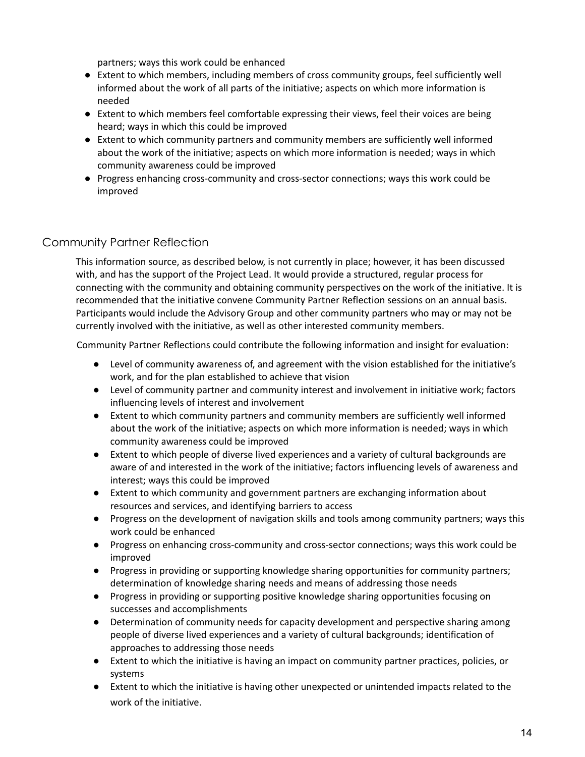partners; ways this work could be enhanced

- Extent to which members, including members of cross community groups, feel sufficiently well informed about the work of all parts of the initiative; aspects on which more information is needed
- Extent to which members feel comfortable expressing their views, feel their voices are being heard; ways in which this could be improved
- Extent to which community partners and community members are sufficiently well informed about the work of the initiative; aspects on which more information is needed; ways in which community awareness could be improved
- Progress enhancing cross-community and cross-sector connections; ways this work could be improved

## Community Partner Reflection

This information source, as described below, is not currently in place; however, it has been discussed with, and has the support of the Project Lead. It would provide a structured, regular process for connecting with the community and obtaining community perspectives on the work of the initiative. It is recommended that the initiative convene Community Partner Reflection sessions on an annual basis. Participants would include the Advisory Group and other community partners who may or may not be currently involved with the initiative, as well as other interested community members.

Community Partner Reflections could contribute the following information and insight for evaluation:

- Level of community awareness of, and agreement with the vision established for the initiative's work, and for the plan established to achieve that vision
- Level of community partner and community interest and involvement in initiative work; factors influencing levels of interest and involvement
- Extent to which community partners and community members are sufficiently well informed about the work of the initiative; aspects on which more information is needed; ways in which community awareness could be improved
- Extent to which people of diverse lived experiences and a variety of cultural backgrounds are aware of and interested in the work of the initiative; factors influencing levels of awareness and interest; ways this could be improved
- Extent to which community and government partners are exchanging information about resources and services, and identifying barriers to access
- Progress on the development of navigation skills and tools among community partners; ways this work could be enhanced
- Progress on enhancing cross-community and cross-sector connections; ways this work could be improved
- Progress in providing or supporting knowledge sharing opportunities for community partners; determination of knowledge sharing needs and means of addressing those needs
- Progress in providing or supporting positive knowledge sharing opportunities focusing on successes and accomplishments
- Determination of community needs for capacity development and perspective sharing among people of diverse lived experiences and a variety of cultural backgrounds; identification of approaches to addressing those needs
- Extent to which the initiative is having an impact on community partner practices, policies, or systems
- Extent to which the initiative is having other unexpected or unintended impacts related to the work of the initiative.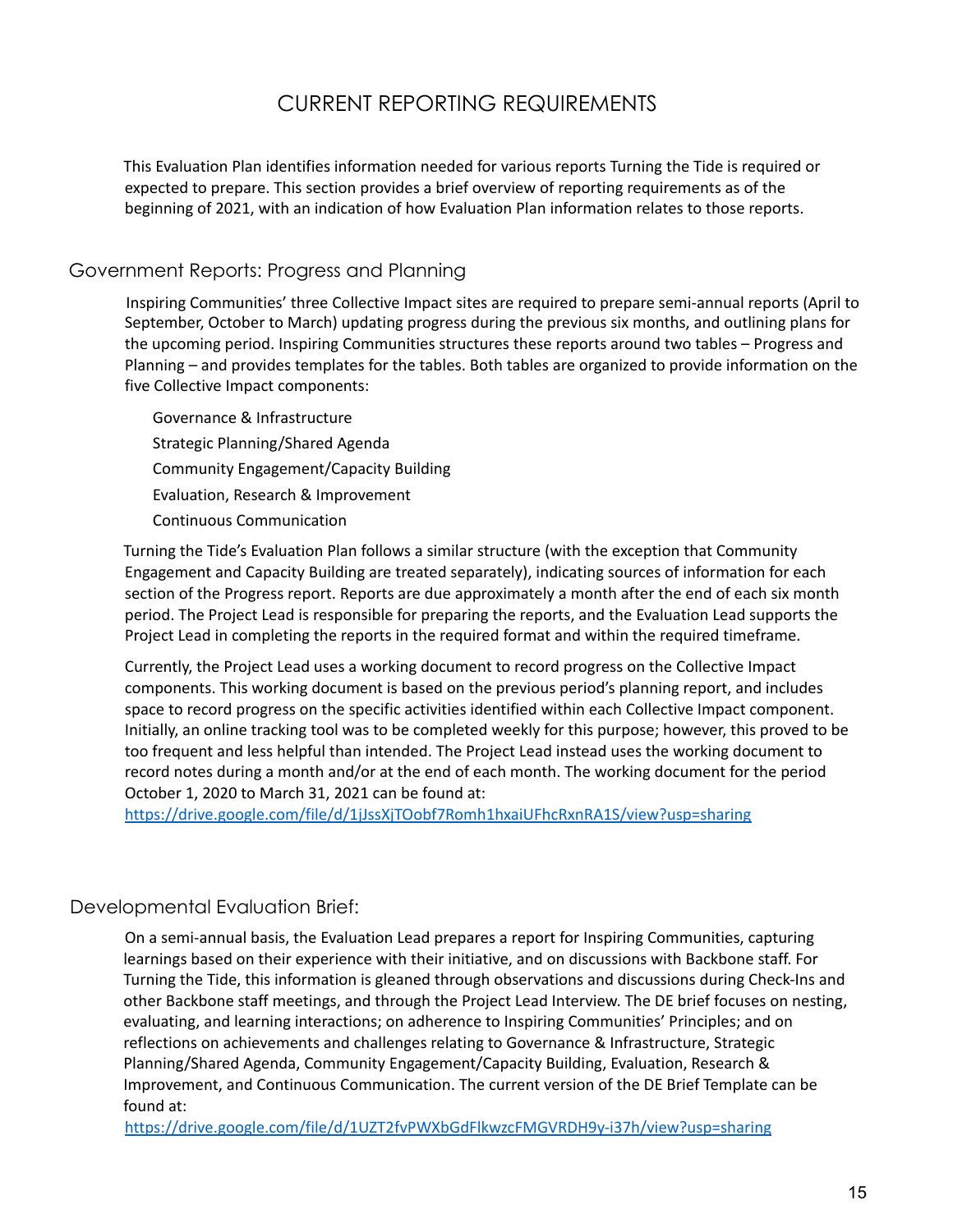# CURRENT REPORTING REQUIREMENTS

This Evaluation Plan identifies information needed for various reports Turning the Tide is required or expected to prepare. This section provides a brief overview of reporting requirements as of the beginning of 2021, with an indication of how Evaluation Plan information relates to those reports.

## Government Reports: Progress and Planning

Inspiring Communities' three Collective Impact sites are required to prepare semi-annual reports (April to September, October to March) updating progress during the previous six months, and outlining plans for the upcoming period. Inspiring Communities structures these reports around two tables – Progress and Planning – and provides templates for the tables. Both tables are organized to provide information on the five Collective Impact components:

- Governance & Infrastructure
- Strategic Planning/Shared Agenda
- Community Engagement/Capacity Building
- Evaluation, Research & Improvement
- Continuous Communication

Turning the Tide's Evaluation Plan follows a similar structure (with the exception that Community Engagement and Capacity Building are treated separately), indicating sources of information for each section of the Progress report. Reports are due approximately a month after the end of each six month period. The Project Lead is responsible for preparing the reports, and the Evaluation Lead supports the Project Lead in completing the reports in the required format and within the required timeframe.

Currently, the Project Lead uses a working document to record progress on the Collective Impact components. This working document is based on the previous period's planning report, and includes space to record progress on the specific activities identified within each Collective Impact component. Initially, an online tracking tool was to be completed weekly for this purpose; however, this proved to be too frequent and less helpful than intended. The Project Lead instead uses the working document to record notes during a month and/or at the end of each month. The working document for the period October 1, 2020 to March 31, 2021 can be found at: https://drive.google.com/file/d/1jJssXjTOobf7Romh1hxaiUFhcRxnRA1S/view?usp=sharing

## Developmental Evaluation Brief:

On a semi-annual basis, the Evaluation Lead prepares a report for Inspiring Communities, capturing learnings based on their experience with their initiative, and on discussions with Backbone staff. For Turning the Tide, this information is gleaned through observations and discussions during Check-Ins and other Backbone staff meetings, and through the Project Lead Interview. The DE brief focuses on nesting, evaluating, and learning interactions; on adherence to Inspiring Communities' Principles; and on reflections on achievements and challenges relating to Governance & Infrastructure, Strategic Planning/Shared Agenda, Community Engagement/Capacity Building, Evaluation, Research & Improvement, and Continuous Communication. The current version of the DE Brief Template can be found at: https://drive.google.com/file/d/1UZT2fvPWXbGdFlkwzcFMGVRDH9y-i37h/view?usp=sharing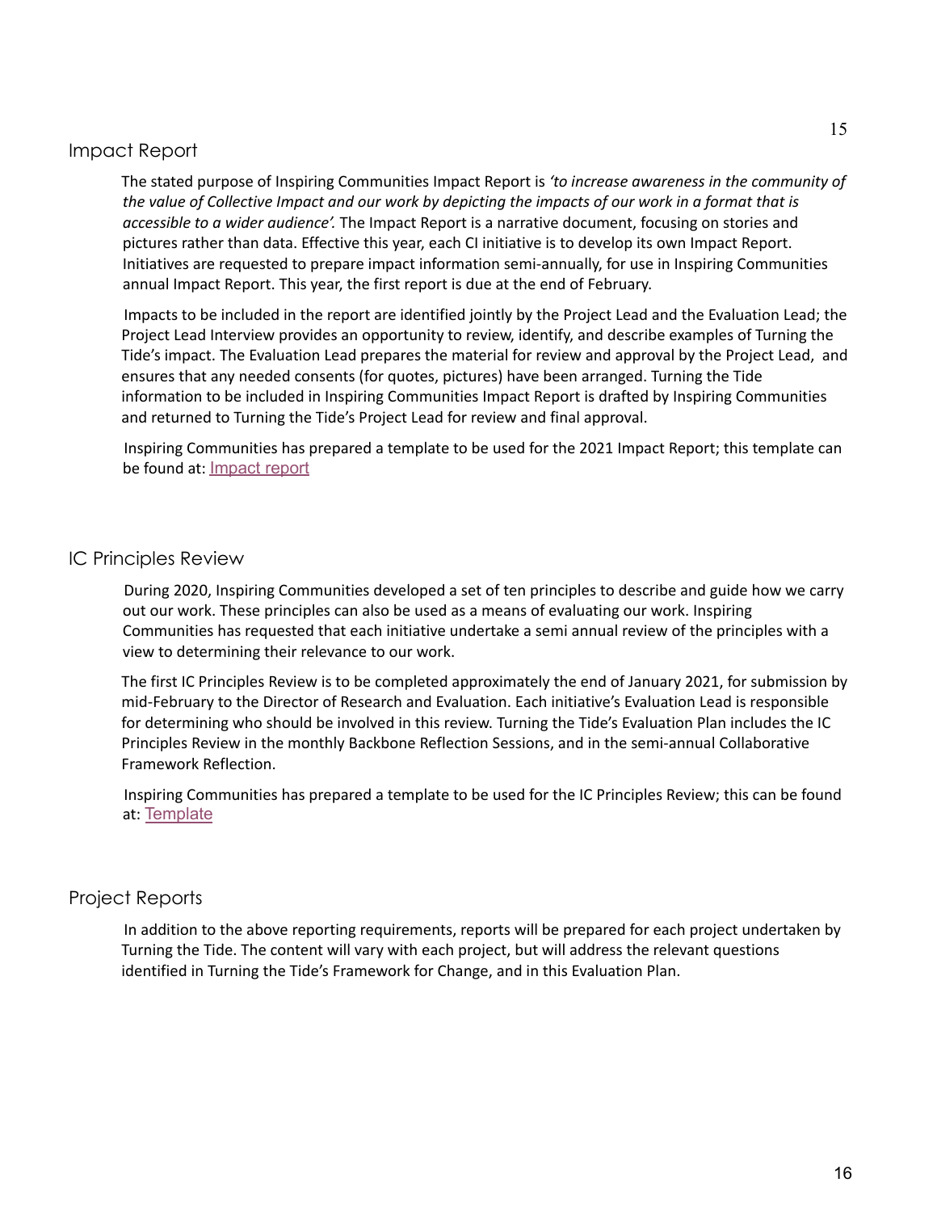## Impact Report

The stated purpose of Inspiring Communities Impact Report is *'to increase awareness in the community of the value of Collective Impact and our work by depicting the impacts of our work in a format that is accessible to a wider audience'.* The Impact Report is a narrative document, focusing on stories and pictures rather than data. Effective this year, each CI initiative is to develop its own Impact Report. Initiatives are requested to prepare impact information semi-annually, for use in Inspiring Communities annual Impact Report. This year, the first report is due at the end of February.

Impacts to be included in the report are identified jointly by the Project Lead and the Evaluation Lead; the Project Lead Interview provides an opportunity to review, identify, and describe examples of Turning the Tide's impact. The Evaluation Lead prepares the material for review and approval by the Project Lead, and ensures that any needed consents (for quotes, pictures) have been arranged. Turning the Tide information to be included in Inspiring Communities Impact Report is drafted by Inspiring Communities and returned to Turning the Tide's Project Lead for review and final approval.

Inspiring Communities has prepared a template to be used for the 2021 Impact Report; this template can be found at: Impact report

## IC Principles Review

During 2020, Inspiring Communities developed a set of ten principles to describe and guide how we carry out our work. These principles can also be used as a means of evaluating our work. Inspiring Communities has requested that each initiative undertake a semi annual review of the principles with a view to determining their relevance to our work.

The first IC Principles Review is to be completed approximately the end of January 2021, for submission by mid-February to the Director of Research and Evaluation. Each initiative's Evaluation Lead is responsible for determining who should be involved in this review. Turning the Tide's Evaluation Plan includes the IC Principles Review in the monthly Backbone Reflection Sessions, and in the semi-annual Collaborative Framework Reflection.

Inspiring Communities has prepared a template to be used for the IC Principles Review; this can be found at: Template

## Project Reports

In addition to the above reporting requirements, reports will be prepared for each project undertaken by Turning the Tide. The content will vary with each project, but will address the relevant questions identified in Turning the Tide's Framework for Change, and in this Evaluation Plan.